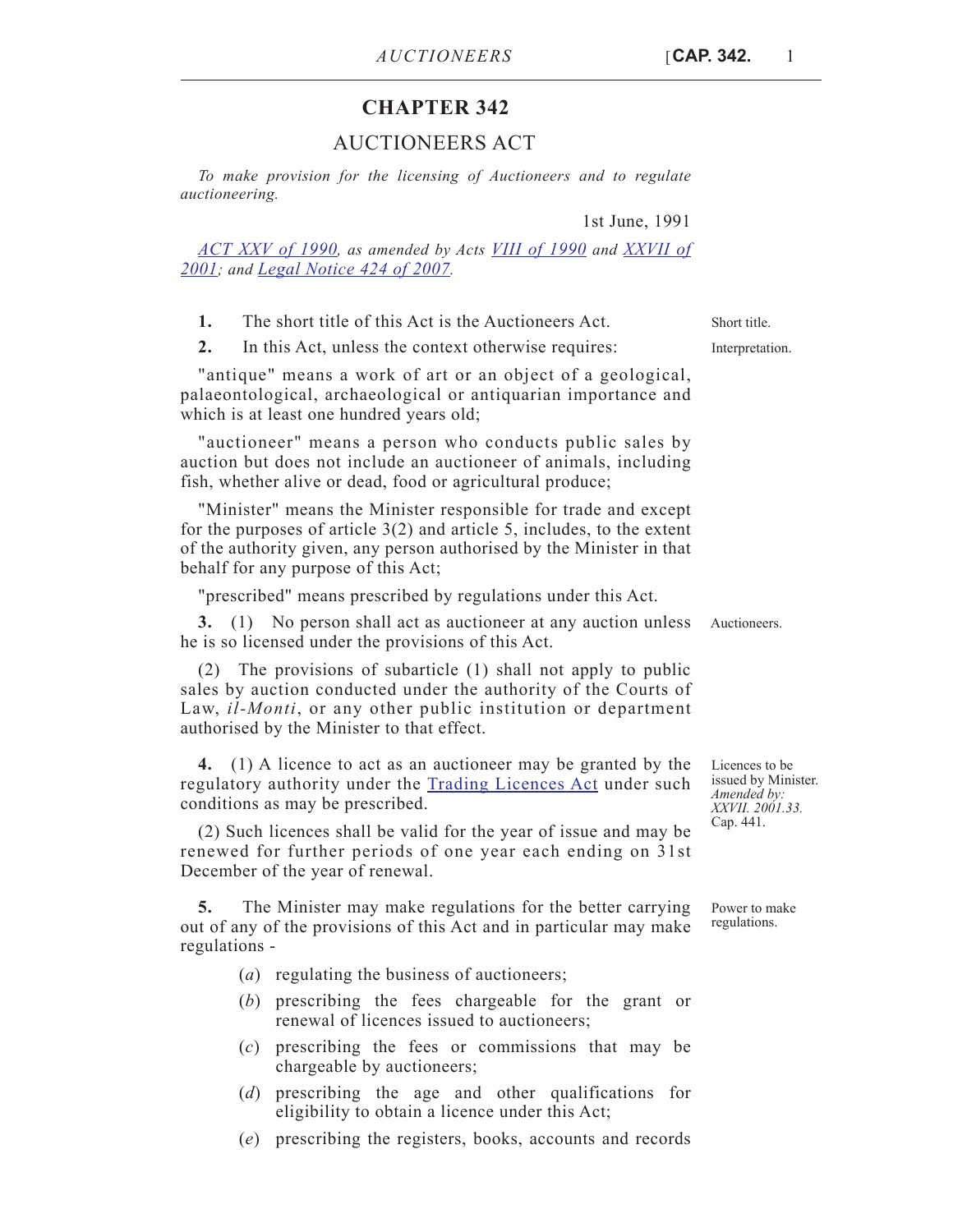# CHAPTER 342

## AUCTIONEERS ACT

*To make provision for the licensing of Auctioneers and to regulate auctioneering.*

1st June, 1991

*ACT XXV of 1990, as amended by Acts VIII of 1990 and XXVII of 2001; and Legal Notice 424 of 2007.*

**1.** The short title of this Act is the Auctioneers Act.

Short title.

**2.** In this Act, unless the context otherwise requires:

Interpretation.

"antique" means a work of art or an object of a geological, palaeontological, archaeological or antiquarian importance and which is at least one hundred years old;

"auctioneer" means a person who conducts public sales by auction but does not include an auctioneer of animals, including fish, whether alive or dead, food or agricultural produce;

"Minister" means the Minister responsible for trade and except for the purposes of article 3(2) and article 5, includes, to the extent of the authority given, any person authorised by the Minister in that behalf for any purpose of this Act;

"prescribed" means prescribed by regulations under this Act.

**3.** (1) No person shall act as auctioneer at any auction unless he is so licensed under the provisions of this Act.

Auctioneers.

(2) The provisions of subarticle (1) shall not apply to public sales by auction conducted under the authority of the Courts of Law, *il-Monti*, or any other public institution or department authorised by the Minister to that effect.

**4.** (1) A licence to act as an auctioneer may be granted by the regulatory authority under the Trading Licences Act under such conditions as may be prescribed.

Licences to be issued by Minister. *Amended by: XXVII. 2001.33.* Cap. 441.

(2) Such licences shall be valid for the year of issue and may be renewed for further periods of one year each ending on 31st December of the year of renewal.

**5.** The Minister may make regulations for the better carrying out of any of the provisions of this Act and in particular may make regulations -

Power to make regulations.

(*a*) regulating the business of auctioneers;

(*b*) prescribing the fees chargeable for the grant or renewal of licences issued to auctioneers;

(*c*) prescribing the fees or commissions that may be chargeable by auctioneers;

(*d*) prescribing the age and other qualifications for eligibility to obtain a licence under this Act;

(*e*) prescribing the registers, books, accounts and records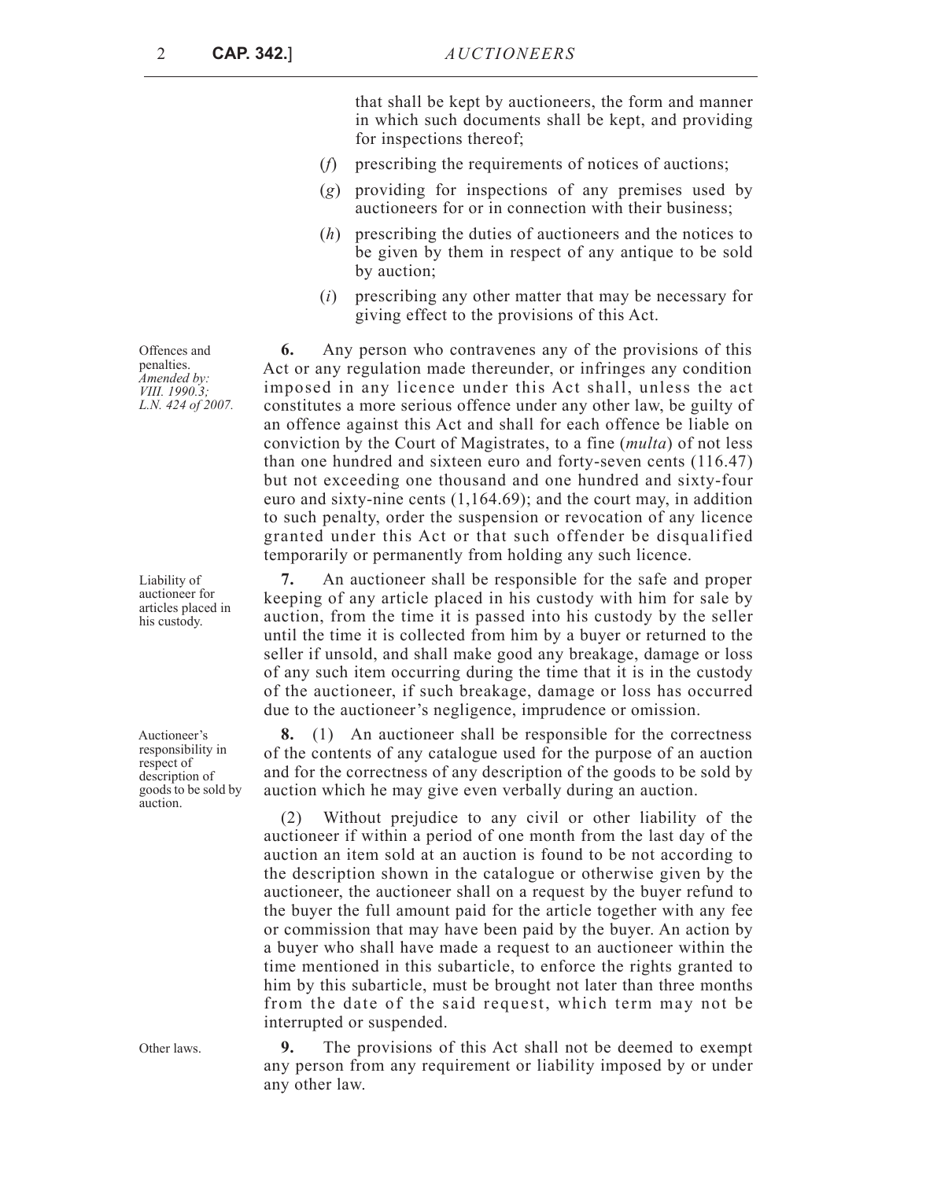that shall be kept by auctioneers, the form and manner in which such documents shall be kept, and providing for inspections thereof;

(*f*) prescribing the requirements of notices of auctions;

(*g*) providing for inspections of any premises used by auctioneers for or in connection with their business;

(*h*) prescribing the duties of auctioneers and the notices to be given by them in respect of any antique to be sold by auction;

(*i*) prescribing any other matter that may be necessary for giving effect to the provisions of this Act.

Offences and penalties.
*Amended by: VIII. 1990.3; L.N. 424 of 2007.*

**6.** Any person who contravenes any of the provisions of this Act or any regulation made thereunder, or infringes any condition imposed in any licence under this Act shall, unless the act constitutes a more serious offence under any other law, be guilty of an offence against this Act and shall for each offence be liable on conviction by the Court of Magistrates, to a fine (*multa*) of not less than one hundred and sixteen euro and forty-seven cents (116.47) but not exceeding one thousand and one hundred and sixty-four euro and sixty-nine cents (1,164.69); and the court may, in addition to such penalty, order the suspension or revocation of any licence granted under this Act or that such offender be disqualified temporarily or permanently from holding any such licence.

Liability of auctioneer for articles placed in his custody.

**7.** An auctioneer shall be responsible for the safe and proper keeping of any article placed in his custody with him for sale by auction, from the time it is passed into his custody by the seller until the time it is collected from him by a buyer or returned to the seller if unsold, and shall make good any breakage, damage or loss of any such item occurring during the time that it is in the custody of the auctioneer, if such breakage, damage or loss has occurred due to the auctioneer's negligence, imprudence or omission.

Auctioneer's responsibility in respect of description of goods to be sold by auction.

**8.** (1) An auctioneer shall be responsible for the correctness of the contents of any catalogue used for the purpose of an auction and for the correctness of any description of the goods to be sold by auction which he may give even verbally during an auction.

(2) Without prejudice to any civil or other liability of the auctioneer if within a period of one month from the last day of the auction an item sold at an auction is found to be not according to the description shown in the catalogue or otherwise given by the auctioneer, the auctioneer shall on a request by the buyer refund to the buyer the full amount paid for the article together with any fee or commission that may have been paid by the buyer. An action by a buyer who shall have made a request to an auctioneer within the time mentioned in this subarticle, to enforce the rights granted to him by this subarticle, must be brought not later than three months from the date of the said request, which term may not be interrupted or suspended.

Other laws.

**9.** The provisions of this Act shall not be deemed to exempt any person from any requirement or liability imposed by or under any other law.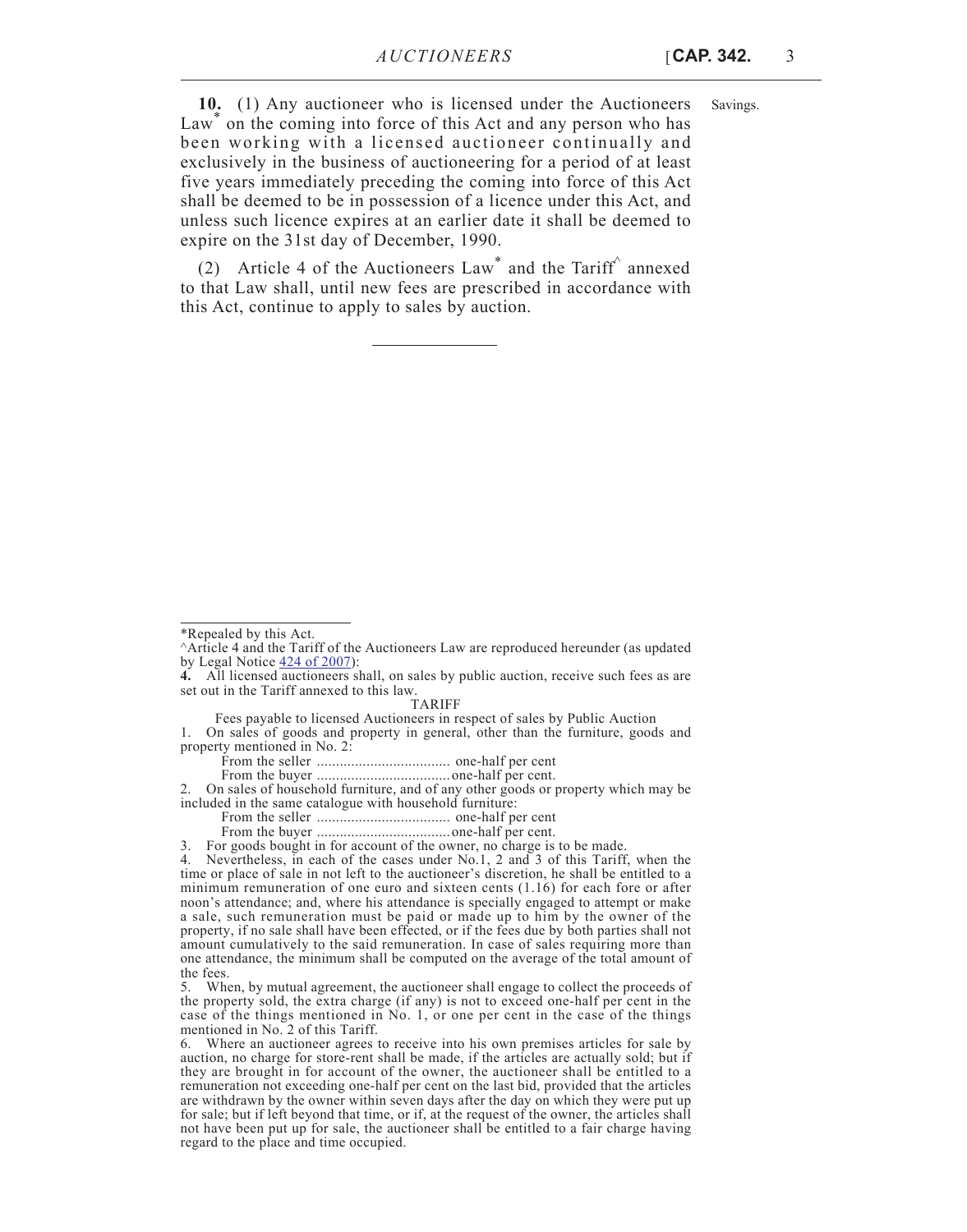**10.** (1) Any auctioneer who is licensed under the Auctioneers Law* on the coming into force of this Act and any person who has been working with a licensed auctioneer continually and exclusively in the business of auctioneering for a period of at least five years immediately preceding the coming into force of this Act shall be deemed to be in possession of a licence under this Act, and unless such licence expires at an earlier date it shall be deemed to expire on the 31st day of December, 1990.

Savings.

(2) Article 4 of the Auctioneers Law* and the Tariff^ annexed to that Law shall, until new fees are prescribed in accordance with this Act, continue to apply to sales by auction.

---

*Repealed by this Act.

^Article 4 and the Tariff of the Auctioneers Law are reproduced hereunder (as updated by Legal Notice 424 of 2007):

**4.** All licensed auctioneers shall, on sales by public auction, receive such fees as are set out in the Tariff annexed to this law.

TARIFF

Fees payable to licensed Auctioneers in respect of sales by Public Auction

1. On sales of goods and property in general, other than the furniture, goods and property mentioned in No. 2:

From the seller .................................. one-half per cent

From the buyer ..................................one-half per cent.

2. On sales of household furniture, and of any other goods or property which may be included in the same catalogue with household furniture:

From the seller .................................. one-half per cent

From the buyer ..................................one-half per cent.

3. For goods bought in for account of the owner, no charge is to be made.

4. Nevertheless, in each of the cases under No.1, 2 and 3 of this Tariff, when the time or place of sale in not left to the auctioneer's discretion, he shall be entitled to a minimum remuneration of one euro and sixteen cents (1.16) for each fore or after noon's attendance; and, where his attendance is specially engaged to attempt or make a sale, such remuneration must be paid or made up to him by the owner of the property, if no sale shall have been effected, or if the fees due by both parties shall not amount cumulatively to the said remuneration. In case of sales requiring more than one attendance, the minimum shall be computed on the average of the total amount of the fees.

5. When, by mutual agreement, the auctioneer shall engage to collect the proceeds of the property sold, the extra charge (if any) is not to exceed one-half per cent in the case of the things mentioned in No. 1, or one per cent in the case of the things mentioned in No. 2 of this Tariff.

6. Where an auctioneer agrees to receive into his own premises articles for sale by auction, no charge for store-rent shall be made, if the articles are actually sold; but if they are brought in for account of the owner, the auctioneer shall be entitled to a remuneration not exceeding one-half per cent on the last bid, provided that the articles are withdrawn by the owner within seven days after the day on which they were put up for sale; but if left beyond that time, or if, at the request of the owner, the articles shall not have been put up for sale, the auctioneer shall be entitled to a fair charge having regard to the place and time occupied.